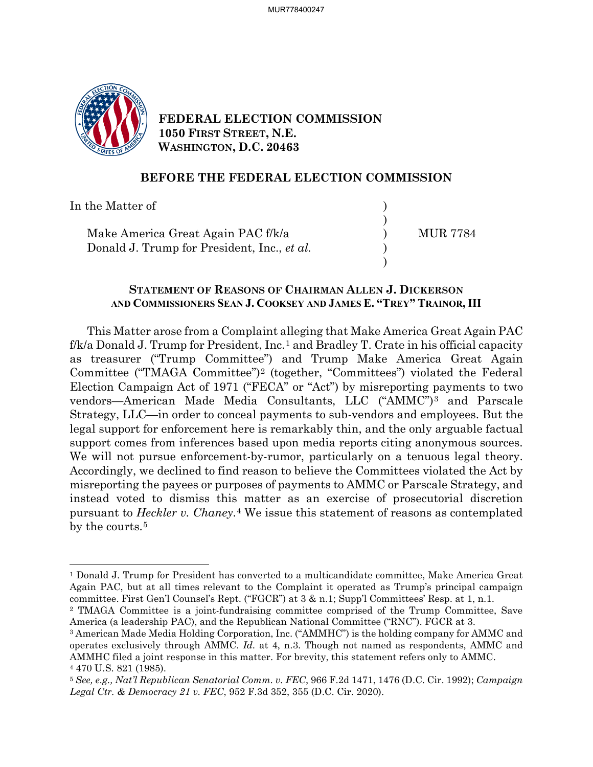**FEDERAL ELECTION COMMISSION**
**1050 FIRST STREET, N.E.**
**WASHINGTON, D.C. 20463**

## BEFORE THE FEDERAL ELECTION COMMISSION

| | | |
|---|---|---|
| In the Matter of | ) | |
| | ) | |
| Make America Great Again PAC f/k/a | ) | MUR 7784 |
| Donald J. Trump for President, Inc., *et al.* | ) | |
| | ) | |

### STATEMENT OF REASONS OF CHAIRMAN ALLEN J. DICKERSON AND COMMISSIONERS SEAN J. COOKSEY AND JAMES E. "TREY" TRAINOR, III

This Matter arose from a Complaint alleging that Make America Great Again PAC f/k/a Donald J. Trump for President, Inc.[1] and Bradley T. Crate in his official capacity as treasurer ("Trump Committee") and Trump Make America Great Again Committee ("TMAGA Committee")[2] (together, "Committees") violated the Federal Election Campaign Act of 1971 ("FECA" or "Act") by misreporting payments to two vendors—American Made Media Consultants, LLC ("AMMC")[3] and Parscale Strategy, LLC—in order to conceal payments to sub-vendors and employees. But the legal support for enforcement here is remarkably thin, and the only arguable factual support comes from inferences based upon media reports citing anonymous sources. We will not pursue enforcement-by-rumor, particularly on a tenuous legal theory. Accordingly, we declined to find reason to believe the Committees violated the Act by misreporting the payees or purposes of payments to AMMC or Parscale Strategy, and instead voted to dismiss this matter as an exercise of prosecutorial discretion pursuant to *Heckler v. Chaney*.[4] We issue this statement of reasons as contemplated by the courts.[5]

---

[1] Donald J. Trump for President has converted to a multicandidate committee, Make America Great Again PAC, but at all times relevant to the Complaint it operated as Trump's principal campaign committee. First Gen'l Counsel's Rept. ("FGCR") at 3 & n.1; Supp'l Committees' Resp. at 1, n.1.

[2] TMAGA Committee is a joint-fundraising committee comprised of the Trump Committee, Save America (a leadership PAC), and the Republican National Committee ("RNC"). FGCR at 3.

[3] American Made Media Holding Corporation, Inc. ("AMMHC") is the holding company for AMMC and operates exclusively through AMMC. *Id.* at 4, n.3. Though not named as respondents, AMMC and AMMHC filed a joint response in this matter. For brevity, this statement refers only to AMMC.

[4] 470 U.S. 821 (1985).

[5] *See, e.g., Nat'l Republican Senatorial Comm. v. FEC*, 966 F.2d 1471, 1476 (D.C. Cir. 1992); *Campaign Legal Ctr. & Democracy 21 v. FEC*, 952 F.3d 352, 355 (D.C. Cir. 2020).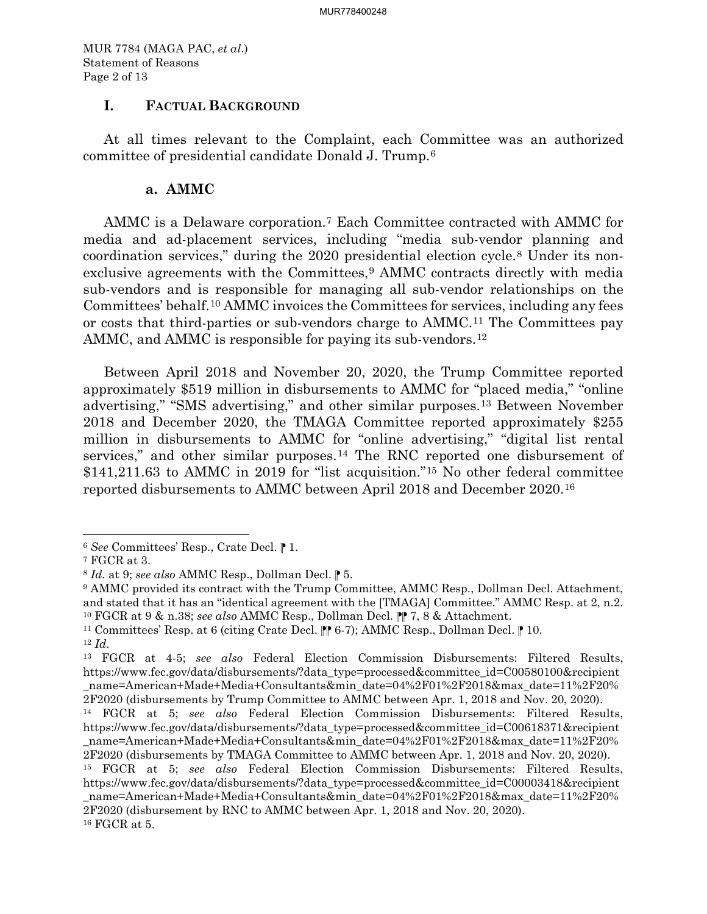## I. FACTUAL BACKGROUND

At all times relevant to the Complaint, each Committee was an authorized committee of presidential candidate Donald J. Trump.[6]

### a. AMMC

AMMC is a Delaware corporation.[7] Each Committee contracted with AMMC for media and ad-placement services, including "media sub-vendor planning and coordination services," during the 2020 presidential election cycle.[8] Under its non-exclusive agreements with the Committees,[9] AMMC contracts directly with media sub-vendors and is responsible for managing all sub-vendor relationships on the Committees' behalf.[10] AMMC invoices the Committees for services, including any fees or costs that third-parties or sub-vendors charge to AMMC.[11] The Committees pay AMMC, and AMMC is responsible for paying its sub-vendors.[12]

Between April 2018 and November 20, 2020, the Trump Committee reported approximately $519 million in disbursements to AMMC for "placed media," "online advertising," "SMS advertising," and other similar purposes.[13] Between November 2018 and December 2020, the TMAGA Committee reported approximately $255 million in disbursements to AMMC for "online advertising," "digital list rental services," and other similar purposes.[14] The RNC reported one disbursement of $141,211.63 to AMMC in 2019 for "list acquisition."[15] No other federal committee reported disbursements to AMMC between April 2018 and December 2020.[16]

---

[6] *See* Committees' Resp., Crate Decl. ⁋ 1.

[7] FGCR at 3.

[8] *Id.* at 9; *see also* AMMC Resp., Dollman Decl. ⁋ 5.

[9] AMMC provided its contract with the Trump Committee, AMMC Resp., Dollman Decl. Attachment, and stated that it has an "identical agreement with the [TMAGA] Committee." AMMC Resp. at 2, n.2.

[10] FGCR at 9 & n.38; *see also* AMMC Resp., Dollman Decl. ⁋⁋ 7, 8 & Attachment.

[11] Committees' Resp. at 6 (citing Crate Decl. ⁋⁋ 6-7); AMMC Resp., Dollman Decl. ⁋ 10.

[12] *Id.*

[13] FGCR at 4-5; *see also* Federal Election Commission Disbursements: Filtered Results, https://www.fec.gov/data/disbursements/?data_type=processed&committee_id=C00580100&recipient_name=American+Made+Media+Consultants&min_date=04%2F01%2F2018&max_date=11%2F20%2F2020 (disbursements by Trump Committee to AMMC between Apr. 1, 2018 and Nov. 20, 2020).

[14] FGCR at 5; *see also* Federal Election Commission Disbursements: Filtered Results, https://www.fec.gov/data/disbursements/?data_type=processed&committee_id=C00618371&recipient_name=American+Made+Media+Consultants&min_date=04%2F01%2F2018&max_date=11%2F20%2F2020 (disbursements by TMAGA Committee to AMMC between Apr. 1, 2018 and Nov. 20, 2020).

[15] FGCR at 5; *see also* Federal Election Commission Disbursements: Filtered Results, https://www.fec.gov/data/disbursements/?data_type=processed&committee_id=C00003418&recipient_name=American+Made+Media+Consultants&min_date=04%2F01%2F2018&max_date=11%2F20%2F2020 (disbursement by RNC to AMMC between Apr. 1, 2018 and Nov. 20, 2020).

[16] FGCR at 5.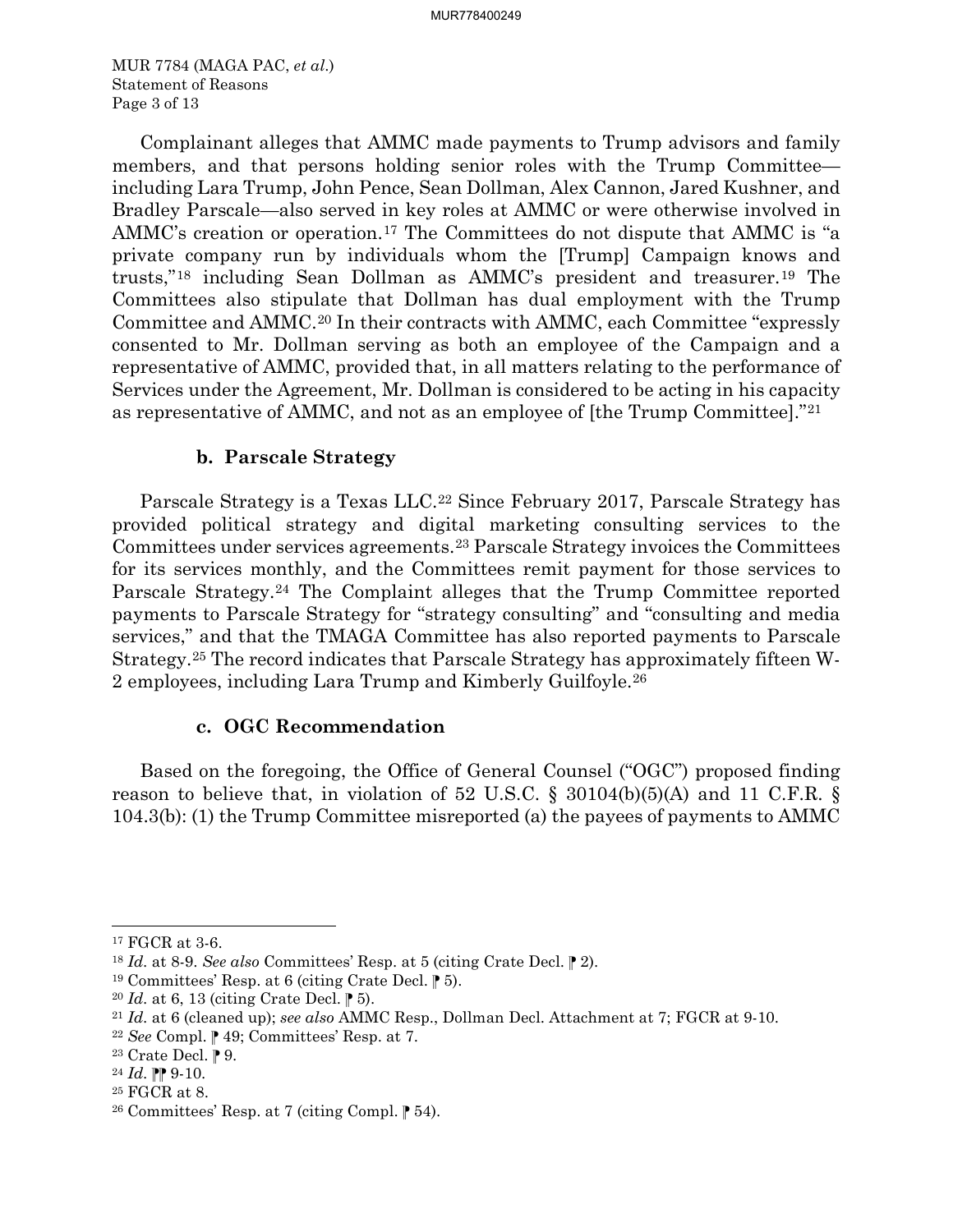Complainant alleges that AMMC made payments to Trump advisors and family members, and that persons holding senior roles with the Trump Committee—including Lara Trump, John Pence, Sean Dollman, Alex Cannon, Jared Kushner, and Bradley Parscale—also served in key roles at AMMC or were otherwise involved in AMMC's creation or operation.[17] The Committees do not dispute that AMMC is "a private company run by individuals whom the [Trump] Campaign knows and trusts,"[18] including Sean Dollman as AMMC's president and treasurer.[19] The Committees also stipulate that Dollman has dual employment with the Trump Committee and AMMC.[20] In their contracts with AMMC, each Committee "expressly consented to Mr. Dollman serving as both an employee of the Campaign and a representative of AMMC, provided that, in all matters relating to the performance of Services under the Agreement, Mr. Dollman is considered to be acting in his capacity as representative of AMMC, and not as an employee of [the Trump Committee]."[21]

### b. Parscale Strategy

Parscale Strategy is a Texas LLC.[22] Since February 2017, Parscale Strategy has provided political strategy and digital marketing consulting services to the Committees under services agreements.[23] Parscale Strategy invoices the Committees for its services monthly, and the Committees remit payment for those services to Parscale Strategy.[24] The Complaint alleges that the Trump Committee reported payments to Parscale Strategy for "strategy consulting" and "consulting and media services," and that the TMAGA Committee has also reported payments to Parscale Strategy.[25] The record indicates that Parscale Strategy has approximately fifteen W-2 employees, including Lara Trump and Kimberly Guilfoyle.[26]

### c. OGC Recommendation

Based on the foregoing, the Office of General Counsel ("OGC") proposed finding reason to believe that, in violation of 52 U.S.C. § 30104(b)(5)(A) and 11 C.F.R. § 104.3(b): (1) the Trump Committee misreported (a) the payees of payments to AMMC

---

[17] FGCR at 3-6.

[18] *Id.* at 8-9. *See also* Committees' Resp. at 5 (citing Crate Decl. ¶ 2).

[19] Committees' Resp. at 6 (citing Crate Decl. ¶ 5).

[20] *Id.* at 6, 13 (citing Crate Decl. ¶ 5).

[21] *Id.* at 6 (cleaned up); *see also* AMMC Resp., Dollman Decl. Attachment at 7; FGCR at 9-10.

[22] *See* Compl. ¶ 49; Committees' Resp. at 7.

[23] Crate Decl. ¶ 9.

[24] *Id.* ¶¶ 9-10.

[25] FGCR at 8.

[26] Committees' Resp. at 7 (citing Compl. ¶ 54).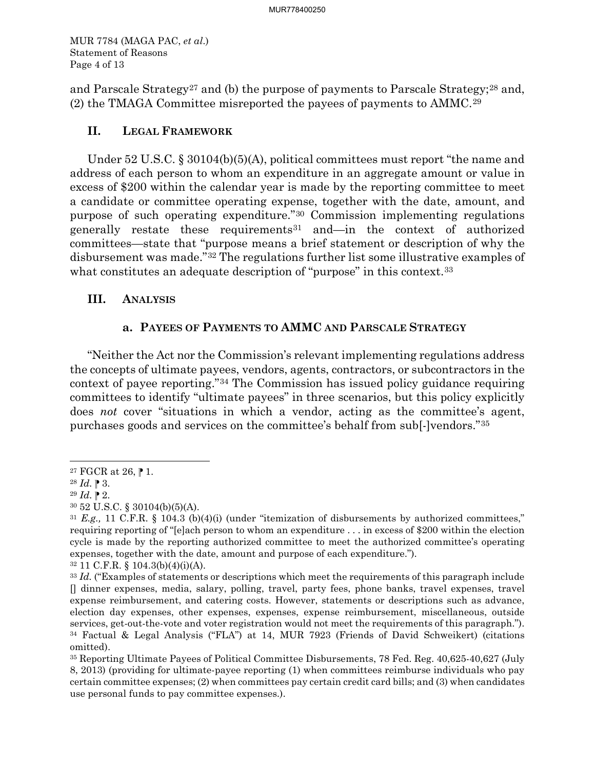and Parscale Strategy[27] and (b) the purpose of payments to Parscale Strategy;[28] and, (2) the TMAGA Committee misreported the payees of payments to AMMC.[29]

## II. Legal Framework

Under 52 U.S.C. § 30104(b)(5)(A), political committees must report "the name and address of each person to whom an expenditure in an aggregate amount or value in excess of $200 within the calendar year is made by the reporting committee to meet a candidate or committee operating expense, together with the date, amount, and purpose of such operating expenditure."[30] Commission implementing regulations generally restate these requirements[31] and—in the context of authorized committees—state that "purpose means a brief statement or description of why the disbursement was made."[32] The regulations further list some illustrative examples of what constitutes an adequate description of "purpose" in this context.[33]

## III. Analysis

### a. Payees of Payments to AMMC and Parscale Strategy

"Neither the Act nor the Commission's relevant implementing regulations address the concepts of ultimate payees, vendors, agents, contractors, or subcontractors in the context of payee reporting."[34] The Commission has issued policy guidance requiring committees to identify "ultimate payees" in three scenarios, but this policy explicitly does *not* cover "situations in which a vendor, acting as the committee's agent, purchases goods and services on the committee's behalf from sub[-]vendors."[35]

---

[27] FGCR at 26, ⁋ 1.

[28] *Id.* ⁋ 3.

[29] *Id.* ⁋ 2.

[30] 52 U.S.C. § 30104(b)(5)(A).

[31] *E.g.,* 11 C.F.R. § 104.3 (b)(4)(i) (under "itemization of disbursements by authorized committees," requiring reporting of "[e]ach person to whom an expenditure . . . in excess of $200 within the election cycle is made by the reporting authorized committee to meet the authorized committee's operating expenses, together with the date, amount and purpose of each expenditure.").

[32] 11 C.F.R. § 104.3(b)(4)(i)(A).

[33] *Id.* ("Examples of statements or descriptions which meet the requirements of this paragraph include [] dinner expenses, media, salary, polling, travel, party fees, phone banks, travel expenses, travel expense reimbursement, and catering costs. However, statements or descriptions such as advance, election day expenses, other expenses, expenses, expense reimbursement, miscellaneous, outside services, get-out-the-vote and voter registration would not meet the requirements of this paragraph.").

[34] Factual & Legal Analysis ("FLA") at 14, MUR 7923 (Friends of David Schweikert) (citations omitted).

[35] Reporting Ultimate Payees of Political Committee Disbursements, 78 Fed. Reg. 40,625-40,627 (July 8, 2013) (providing for ultimate-payee reporting (1) when committees reimburse individuals who pay certain committee expenses; (2) when committees pay certain credit card bills; and (3) when candidates use personal funds to pay committee expenses.).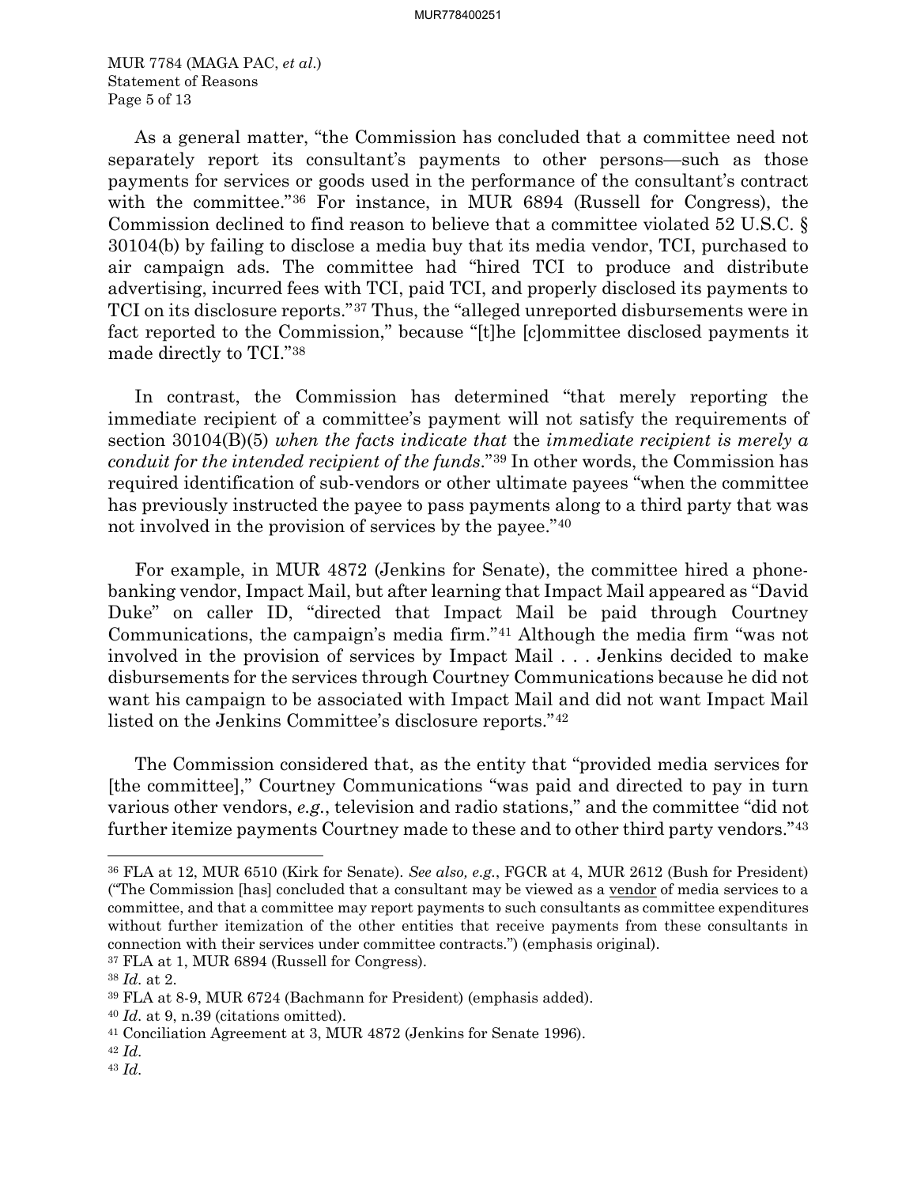As a general matter, "the Commission has concluded that a committee need not separately report its consultant's payments to other persons—such as those payments for services or goods used in the performance of the consultant's contract with the committee."[36] For instance, in MUR 6894 (Russell for Congress), the Commission declined to find reason to believe that a committee violated 52 U.S.C. § 30104(b) by failing to disclose a media buy that its media vendor, TCI, purchased to air campaign ads. The committee had "hired TCI to produce and distribute advertising, incurred fees with TCI, paid TCI, and properly disclosed its payments to TCI on its disclosure reports."[37] Thus, the "alleged unreported disbursements were in fact reported to the Commission," because "[t]he [c]ommittee disclosed payments it made directly to TCI."[38]

In contrast, the Commission has determined "that merely reporting the immediate recipient of a committee's payment will not satisfy the requirements of section 30104(B)(5) *when the facts indicate that* the *immediate recipient is merely a conduit for the intended recipient of the funds*."[39] In other words, the Commission has required identification of sub-vendors or other ultimate payees "when the committee has previously instructed the payee to pass payments along to a third party that was not involved in the provision of services by the payee."[40]

For example, in MUR 4872 (Jenkins for Senate), the committee hired a phone-banking vendor, Impact Mail, but after learning that Impact Mail appeared as "David Duke" on caller ID, "directed that Impact Mail be paid through Courtney Communications, the campaign's media firm."[41] Although the media firm "was not involved in the provision of services by Impact Mail . . . Jenkins decided to make disbursements for the services through Courtney Communications because he did not want his campaign to be associated with Impact Mail and did not want Impact Mail listed on the Jenkins Committee's disclosure reports."[42]

The Commission considered that, as the entity that "provided media services for [the committee]," Courtney Communications "was paid and directed to pay in turn various other vendors, *e.g.*, television and radio stations," and the committee "did not further itemize payments Courtney made to these and to other third party vendors."[43]

---

[36] FLA at 12, MUR 6510 (Kirk for Senate). *See also, e.g.*, FGCR at 4, MUR 2612 (Bush for President) ("The Commission [has] concluded that a consultant may be viewed as a vendor of media services to a committee, and that a committee may report payments to such consultants as committee expenditures without further itemization of the other entities that receive payments from these consultants in connection with their services under committee contracts.") (emphasis original).

[37] FLA at 1, MUR 6894 (Russell for Congress).

[38] *Id.* at 2.

[39] FLA at 8-9, MUR 6724 (Bachmann for President) (emphasis added).

[40] *Id.* at 9, n.39 (citations omitted).

[41] Conciliation Agreement at 3, MUR 4872 (Jenkins for Senate 1996).

[42] *Id.*

[43] *Id.*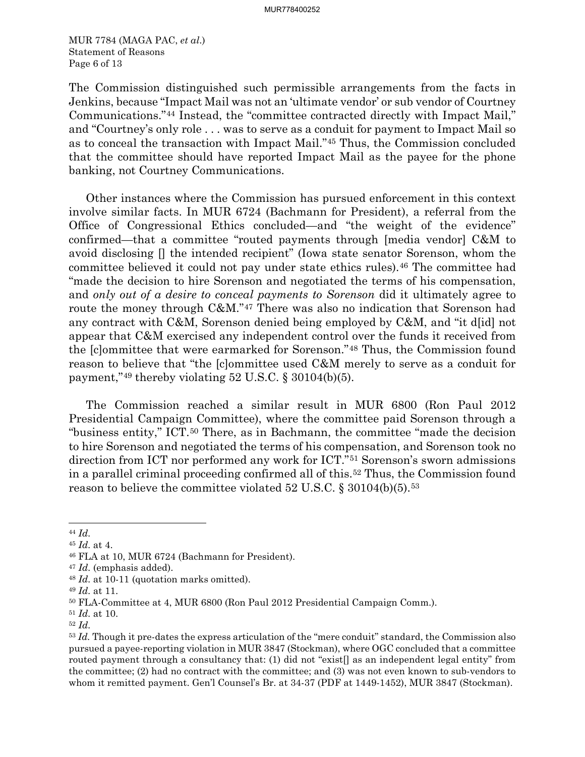The Commission distinguished such permissible arrangements from the facts in Jenkins, because "Impact Mail was not an 'ultimate vendor' or sub vendor of Courtney Communications."[44] Instead, the "committee contracted directly with Impact Mail," and "Courtney's only role . . . was to serve as a conduit for payment to Impact Mail so as to conceal the transaction with Impact Mail."[45] Thus, the Commission concluded that the committee should have reported Impact Mail as the payee for the phone banking, not Courtney Communications.

Other instances where the Commission has pursued enforcement in this context involve similar facts. In MUR 6724 (Bachmann for President), a referral from the Office of Congressional Ethics concluded—and "the weight of the evidence" confirmed—that a committee "routed payments through [media vendor] C&M to avoid disclosing [] the intended recipient" (Iowa state senator Sorenson, whom the committee believed it could not pay under state ethics rules).[46] The committee had "made the decision to hire Sorenson and negotiated the terms of his compensation, and *only out of a desire to conceal payments to Sorenson* did it ultimately agree to route the money through C&M."[47] There was also no indication that Sorenson had any contract with C&M, Sorenson denied being employed by C&M, and "it d[id] not appear that C&M exercised any independent control over the funds it received from the [c]ommittee that were earmarked for Sorenson."[48] Thus, the Commission found reason to believe that "the [c]ommittee used C&M merely to serve as a conduit for payment,"[49] thereby violating 52 U.S.C. § 30104(b)(5).

The Commission reached a similar result in MUR 6800 (Ron Paul 2012 Presidential Campaign Committee), where the committee paid Sorenson through a "business entity," ICT.[50] There, as in Bachmann, the committee "made the decision to hire Sorenson and negotiated the terms of his compensation, and Sorenson took no direction from ICT nor performed any work for ICT."[51] Sorenson's sworn admissions in a parallel criminal proceeding confirmed all of this.[52] Thus, the Commission found reason to believe the committee violated 52 U.S.C. § 30104(b)(5).[53]

---

[44] *Id.*

[45] *Id.* at 4.

[46] FLA at 10, MUR 6724 (Bachmann for President).

[47] *Id.* (emphasis added).

[48] *Id.* at 10-11 (quotation marks omitted).

[49] *Id.* at 11.

[50] FLA-Committee at 4, MUR 6800 (Ron Paul 2012 Presidential Campaign Comm.).

[51] *Id.* at 10.

[52] *Id.*

[53] *Id.* Though it pre-dates the express articulation of the "mere conduit" standard, the Commission also pursued a payee-reporting violation in MUR 3847 (Stockman), where OGC concluded that a committee routed payment through a consultancy that: (1) did not "exist[] as an independent legal entity" from the committee; (2) had no contract with the committee; and (3) was not even known to sub-vendors to whom it remitted payment. Gen'l Counsel's Br. at 34-37 (PDF at 1449-1452), MUR 3847 (Stockman).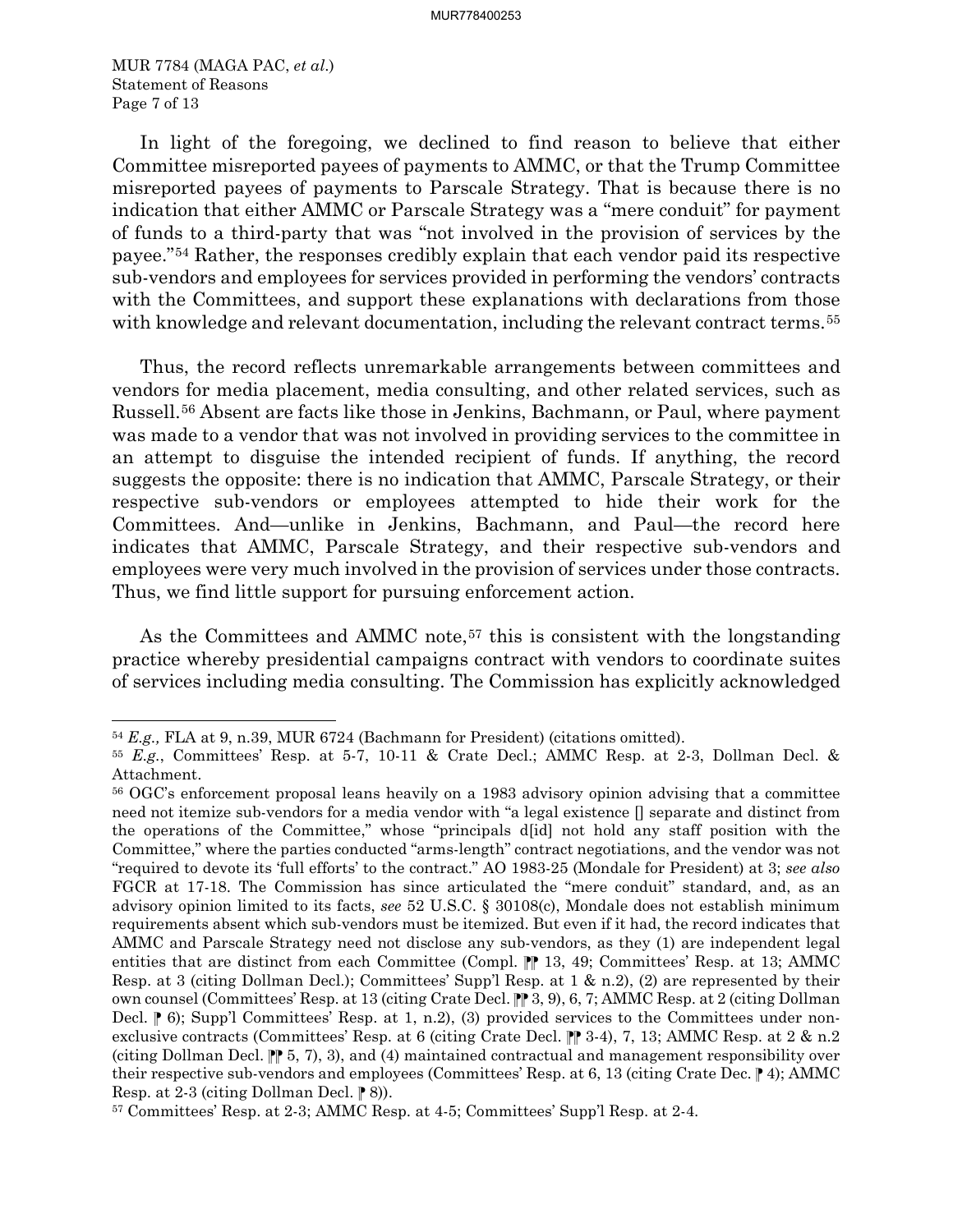In light of the foregoing, we declined to find reason to believe that either Committee misreported payees of payments to AMMC, or that the Trump Committee misreported payees of payments to Parscale Strategy. That is because there is no indication that either AMMC or Parscale Strategy was a "mere conduit" for payment of funds to a third-party that was "not involved in the provision of services by the payee."[54] Rather, the responses credibly explain that each vendor paid its respective sub-vendors and employees for services provided in performing the vendors' contracts with the Committees, and support these explanations with declarations from those with knowledge and relevant documentation, including the relevant contract terms.[55]

Thus, the record reflects unremarkable arrangements between committees and vendors for media placement, media consulting, and other related services, such as Russell.[56] Absent are facts like those in Jenkins, Bachmann, or Paul, where payment was made to a vendor that was not involved in providing services to the committee in an attempt to disguise the intended recipient of funds. If anything, the record suggests the opposite: there is no indication that AMMC, Parscale Strategy, or their respective sub-vendors or employees attempted to hide their work for the Committees. And—unlike in Jenkins, Bachmann, and Paul—the record here indicates that AMMC, Parscale Strategy, and their respective sub-vendors and employees were very much involved in the provision of services under those contracts. Thus, we find little support for pursuing enforcement action.

As the Committees and AMMC note,[57] this is consistent with the longstanding practice whereby presidential campaigns contract with vendors to coordinate suites of services including media consulting. The Commission has explicitly acknowledged

---

[54] *E.g.,* FLA at 9, n.39, MUR 6724 (Bachmann for President) (citations omitted).

[55] *E.g.*, Committees' Resp. at 5-7, 10-11 & Crate Decl.; AMMC Resp. at 2-3, Dollman Decl. & Attachment.

[56] OGC's enforcement proposal leans heavily on a 1983 advisory opinion advising that a committee need not itemize sub-vendors for a media vendor with "a legal existence [] separate and distinct from the operations of the Committee," whose "principals d[id] not hold any staff position with the Committee," where the parties conducted "arms-length" contract negotiations, and the vendor was not "required to devote its 'full efforts' to the contract." AO 1983-25 (Mondale for President) at 3; *see also* FGCR at 17-18. The Commission has since articulated the "mere conduit" standard, and, as an advisory opinion limited to its facts, *see* 52 U.S.C. § 30108(c), Mondale does not establish minimum requirements absent which sub-vendors must be itemized. But even if it had, the record indicates that AMMC and Parscale Strategy need not disclose any sub-vendors, as they (1) are independent legal entities that are distinct from each Committee (Compl. ⁋⁋ 13, 49; Committees' Resp. at 13; AMMC Resp. at 3 (citing Dollman Decl.); Committees' Supp'l Resp. at 1 & n.2), (2) are represented by their own counsel (Committees' Resp. at 13 (citing Crate Decl. ⁋⁋ 3, 9), 6, 7; AMMC Resp. at 2 (citing Dollman Decl. ⁋ 6); Supp'l Committees' Resp. at 1, n.2), (3) provided services to the Committees under non-exclusive contracts (Committees' Resp. at 6 (citing Crate Decl. ⁋⁋ 3-4), 7, 13; AMMC Resp. at 2 & n.2 (citing Dollman Decl. ⁋⁋ 5, 7), 3), and (4) maintained contractual and management responsibility over their respective sub-vendors and employees (Committees' Resp. at 6, 13 (citing Crate Dec. ⁋ 4); AMMC Resp. at 2-3 (citing Dollman Decl. ⁋ 8)).

[57] Committees' Resp. at 2-3; AMMC Resp. at 4-5; Committees' Supp'l Resp. at 2-4.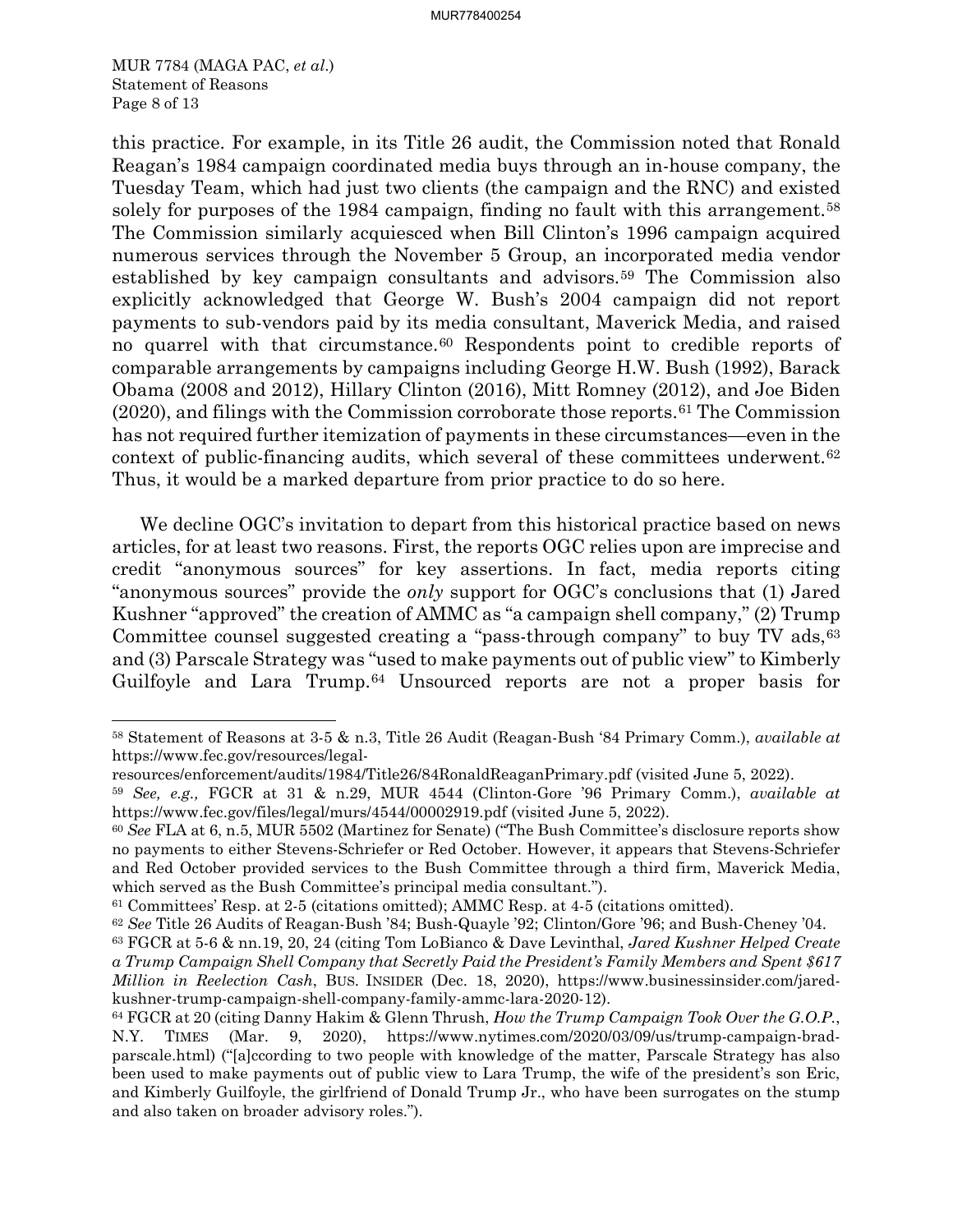this practice. For example, in its Title 26 audit, the Commission noted that Ronald Reagan's 1984 campaign coordinated media buys through an in-house company, the Tuesday Team, which had just two clients (the campaign and the RNC) and existed solely for purposes of the 1984 campaign, finding no fault with this arrangement.[58] The Commission similarly acquiesced when Bill Clinton's 1996 campaign acquired numerous services through the November 5 Group, an incorporated media vendor established by key campaign consultants and advisors.[59] The Commission also explicitly acknowledged that George W. Bush's 2004 campaign did not report payments to sub-vendors paid by its media consultant, Maverick Media, and raised no quarrel with that circumstance.[60] Respondents point to credible reports of comparable arrangements by campaigns including George H.W. Bush (1992), Barack Obama (2008 and 2012), Hillary Clinton (2016), Mitt Romney (2012), and Joe Biden (2020), and filings with the Commission corroborate those reports.[61] The Commission has not required further itemization of payments in these circumstances—even in the context of public-financing audits, which several of these committees underwent.[62] Thus, it would be a marked departure from prior practice to do so here.

We decline OGC's invitation to depart from this historical practice based on news articles, for at least two reasons. First, the reports OGC relies upon are imprecise and credit "anonymous sources" for key assertions. In fact, media reports citing "anonymous sources" provide the *only* support for OGC's conclusions that (1) Jared Kushner "approved" the creation of AMMC as "a campaign shell company," (2) Trump Committee counsel suggested creating a "pass-through company" to buy TV ads,[63] and (3) Parscale Strategy was "used to make payments out of public view" to Kimberly Guilfoyle and Lara Trump.[64] Unsourced reports are not a proper basis for

---

[58] Statement of Reasons at 3-5 & n.3, Title 26 Audit (Reagan-Bush '84 Primary Comm.), *available at* https://www.fec.gov/resources/legal-resources/enforcement/audits/1984/Title26/84RonaldReaganPrimary.pdf (visited June 5, 2022).

[59] *See, e.g.,* FGCR at 31 & n.29, MUR 4544 (Clinton-Gore '96 Primary Comm.), *available at* https://www.fec.gov/files/legal/murs/4544/00002919.pdf (visited June 5, 2022).

[60] *See* FLA at 6, n.5, MUR 5502 (Martinez for Senate) ("The Bush Committee's disclosure reports show no payments to either Stevens-Schriefer or Red October. However, it appears that Stevens-Schriefer and Red October provided services to the Bush Committee through a third firm, Maverick Media, which served as the Bush Committee's principal media consultant.").

[61] Committees' Resp. at 2-5 (citations omitted); AMMC Resp. at 4-5 (citations omitted).

[62] *See* Title 26 Audits of Reagan-Bush '84; Bush-Quayle '92; Clinton/Gore '96; and Bush-Cheney '04.

[63] FGCR at 5-6 & nn.19, 20, 24 (citing Tom LoBianco & Dave Levinthal, *Jared Kushner Helped Create a Trump Campaign Shell Company that Secretly Paid the President's Family Members and Spent $617 Million in Reelection Cash*, BUS. INSIDER (Dec. 18, 2020), https://www.businessinsider.com/jared-kushner-trump-campaign-shell-company-family-ammc-lara-2020-12).

[64] FGCR at 20 (citing Danny Hakim & Glenn Thrush, *How the Trump Campaign Took Over the G.O.P.*, N.Y. TIMES (Mar. 9, 2020), https://www.nytimes.com/2020/03/09/us/trump-campaign-brad-parscale.html) ("[a]ccording to two people with knowledge of the matter, Parscale Strategy has also been used to make payments out of public view to Lara Trump, the wife of the president's son Eric, and Kimberly Guilfoyle, the girlfriend of Donald Trump Jr., who have been surrogates on the stump and also taken on broader advisory roles.").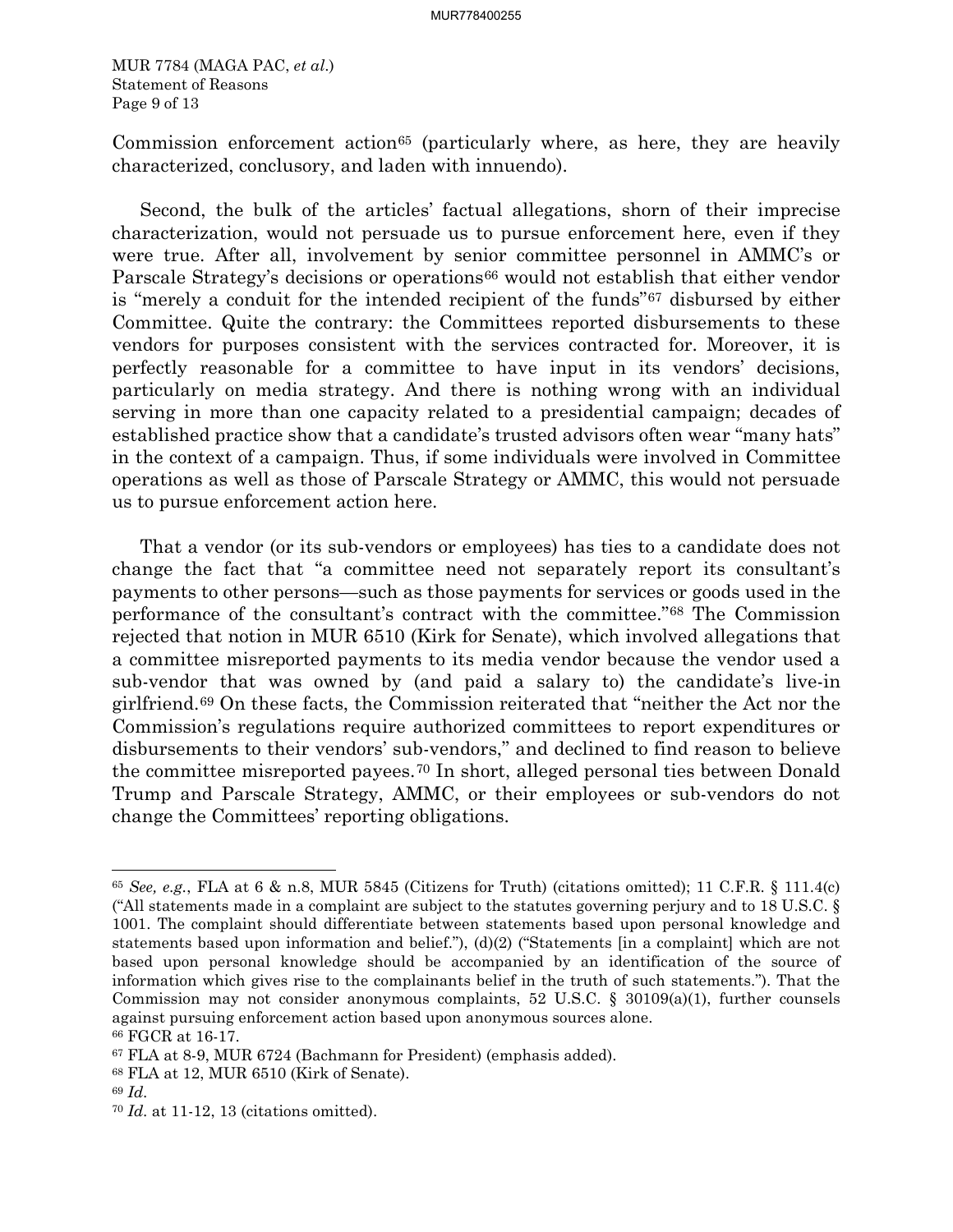Commission enforcement action[65] (particularly where, as here, they are heavily characterized, conclusory, and laden with innuendo).

Second, the bulk of the articles' factual allegations, shorn of their imprecise characterization, would not persuade us to pursue enforcement here, even if they were true. After all, involvement by senior committee personnel in AMMC's or Parscale Strategy's decisions or operations[66] would not establish that either vendor is "merely a conduit for the intended recipient of the funds"[67] disbursed by either Committee. Quite the contrary: the Committees reported disbursements to these vendors for purposes consistent with the services contracted for. Moreover, it is perfectly reasonable for a committee to have input in its vendors' decisions, particularly on media strategy. And there is nothing wrong with an individual serving in more than one capacity related to a presidential campaign; decades of established practice show that a candidate's trusted advisors often wear "many hats" in the context of a campaign. Thus, if some individuals were involved in Committee operations as well as those of Parscale Strategy or AMMC, this would not persuade us to pursue enforcement action here.

That a vendor (or its sub-vendors or employees) has ties to a candidate does not change the fact that "a committee need not separately report its consultant's payments to other persons—such as those payments for services or goods used in the performance of the consultant's contract with the committee."[68] The Commission rejected that notion in MUR 6510 (Kirk for Senate), which involved allegations that a committee misreported payments to its media vendor because the vendor used a sub-vendor that was owned by (and paid a salary to) the candidate's live-in girlfriend.[69] On these facts, the Commission reiterated that "neither the Act nor the Commission's regulations require authorized committees to report expenditures or disbursements to their vendors' sub-vendors," and declined to find reason to believe the committee misreported payees.[70] In short, alleged personal ties between Donald Trump and Parscale Strategy, AMMC, or their employees or sub-vendors do not change the Committees' reporting obligations.

---

[65] *See, e.g.*, FLA at 6 & n.8, MUR 5845 (Citizens for Truth) (citations omitted); 11 C.F.R. § 111.4(c) ("All statements made in a complaint are subject to the statutes governing perjury and to 18 U.S.C. § 1001. The complaint should differentiate between statements based upon personal knowledge and statements based upon information and belief."), (d)(2) ("Statements [in a complaint] which are not based upon personal knowledge should be accompanied by an identification of the source of information which gives rise to the complainants belief in the truth of such statements."). That the Commission may not consider anonymous complaints, 52 U.S.C. § 30109(a)(1), further counsels against pursuing enforcement action based upon anonymous sources alone.

[66] FGCR at 16-17.

[67] FLA at 8-9, MUR 6724 (Bachmann for President) (emphasis added).

[68] FLA at 12, MUR 6510 (Kirk of Senate).

[69] *Id.*

[70] *Id.* at 11-12, 13 (citations omitted).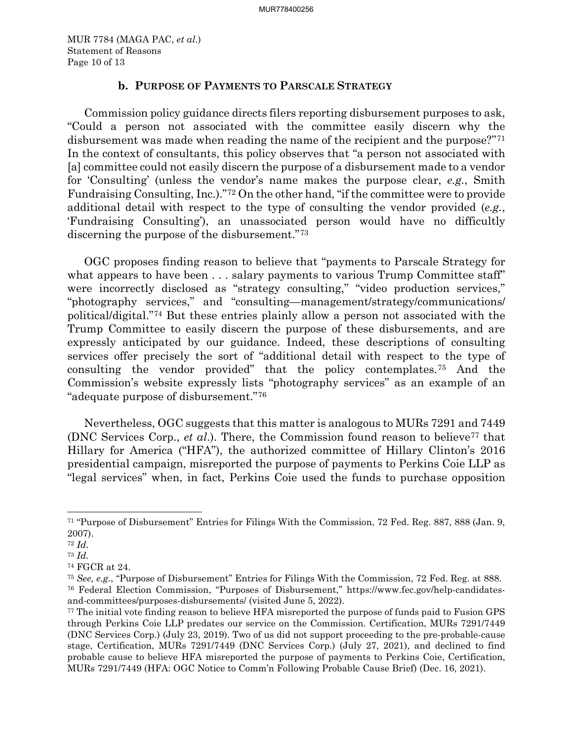### b. Purpose of Payments to Parscale Strategy

Commission policy guidance directs filers reporting disbursement purposes to ask, "Could a person not associated with the committee easily discern why the disbursement was made when reading the name of the recipient and the purpose?"[71] In the context of consultants, this policy observes that "a person not associated with [a] committee could not easily discern the purpose of a disbursement made to a vendor for 'Consulting' (unless the vendor's name makes the purpose clear, *e.g.*, Smith Fundraising Consulting, Inc.)."[72] On the other hand, "if the committee were to provide additional detail with respect to the type of consulting the vendor provided (*e.g.*, 'Fundraising Consulting'), an unassociated person would have no difficultly discerning the purpose of the disbursement."[73]

OGC proposes finding reason to believe that "payments to Parscale Strategy for what appears to have been . . . salary payments to various Trump Committee staff" were incorrectly disclosed as "strategy consulting," "video production services," "photography services," and "consulting—management/strategy/communications/political/digital."[74] But these entries plainly allow a person not associated with the Trump Committee to easily discern the purpose of these disbursements, and are expressly anticipated by our guidance. Indeed, these descriptions of consulting services offer precisely the sort of "additional detail with respect to the type of consulting the vendor provided" that the policy contemplates.[75] And the Commission's website expressly lists "photography services" as an example of an "adequate purpose of disbursement."[76]

Nevertheless, OGC suggests that this matter is analogous to MURs 7291 and 7449 (DNC Services Corp., *et al*.). There, the Commission found reason to believe[77] that Hillary for America ("HFA"), the authorized committee of Hillary Clinton's 2016 presidential campaign, misreported the purpose of payments to Perkins Coie LLP as "legal services" when, in fact, Perkins Coie used the funds to purchase opposition

---

[71] "Purpose of Disbursement" Entries for Filings With the Commission, 72 Fed. Reg. 887, 888 (Jan. 9, 2007).

[72] *Id*.

[73] *Id*.

[74] FGCR at 24.

[75] *See, e.g.*, "Purpose of Disbursement" Entries for Filings With the Commission, 72 Fed. Reg. at 888.

[76] Federal Election Commission, "Purposes of Disbursement," https://www.fec.gov/help-candidates-and-committees/purposes-disbursements/ (visited June 5, 2022).

[77] The initial vote finding reason to believe HFA misreported the purpose of funds paid to Fusion GPS through Perkins Coie LLP predates our service on the Commission. Certification, MURs 7291/7449 (DNC Services Corp.) (July 23, 2019). Two of us did not support proceeding to the pre-probable-cause stage, Certification, MURs 7291/7449 (DNC Services Corp.) (July 27, 2021), and declined to find probable cause to believe HFA misreported the purpose of payments to Perkins Coie, Certification, MURs 7291/7449 (HFA: OGC Notice to Comm'n Following Probable Cause Brief) (Dec. 16, 2021).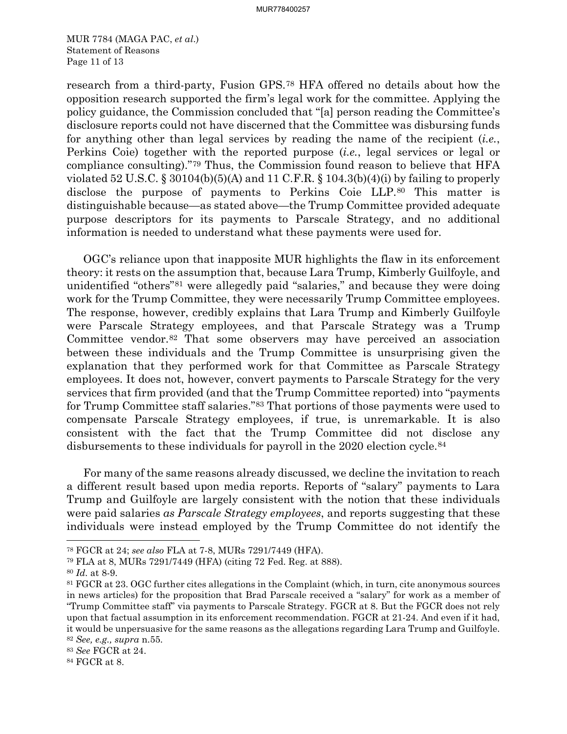research from a third-party, Fusion GPS.[78] HFA offered no details about how the opposition research supported the firm's legal work for the committee. Applying the policy guidance, the Commission concluded that "[a] person reading the Committee's disclosure reports could not have discerned that the Committee was disbursing funds for anything other than legal services by reading the name of the recipient (*i.e.*, Perkins Coie) together with the reported purpose (*i.e.*, legal services or legal or compliance consulting)."[79] Thus, the Commission found reason to believe that HFA violated 52 U.S.C. § 30104(b)(5)(A) and 11 C.F.R. § 104.3(b)(4)(i) by failing to properly disclose the purpose of payments to Perkins Coie LLP.[80] This matter is distinguishable because—as stated above—the Trump Committee provided adequate purpose descriptors for its payments to Parscale Strategy, and no additional information is needed to understand what these payments were used for.

OGC's reliance upon that inapposite MUR highlights the flaw in its enforcement theory: it rests on the assumption that, because Lara Trump, Kimberly Guilfoyle, and unidentified "others"[81] were allegedly paid "salaries," and because they were doing work for the Trump Committee, they were necessarily Trump Committee employees. The response, however, credibly explains that Lara Trump and Kimberly Guilfoyle were Parscale Strategy employees, and that Parscale Strategy was a Trump Committee vendor.[82] That some observers may have perceived an association between these individuals and the Trump Committee is unsurprising given the explanation that they performed work for that Committee as Parscale Strategy employees. It does not, however, convert payments to Parscale Strategy for the very services that firm provided (and that the Trump Committee reported) into "payments for Trump Committee staff salaries."[83] That portions of those payments were used to compensate Parscale Strategy employees, if true, is unremarkable. It is also consistent with the fact that the Trump Committee did not disclose any disbursements to these individuals for payroll in the 2020 election cycle.[84]

For many of the same reasons already discussed, we decline the invitation to reach a different result based upon media reports. Reports of "salary" payments to Lara Trump and Guilfoyle are largely consistent with the notion that these individuals were paid salaries *as Parscale Strategy employees*, and reports suggesting that these individuals were instead employed by the Trump Committee do not identify the

---

[78] FGCR at 24; *see also* FLA at 7-8, MURs 7291/7449 (HFA).

[79] FLA at 8, MURs 7291/7449 (HFA) (citing 72 Fed. Reg. at 888).

[80] *Id*. at 8-9.

[81] FGCR at 23. OGC further cites allegations in the Complaint (which, in turn, cite anonymous sources in news articles) for the proposition that Brad Parscale received a "salary" for work as a member of "Trump Committee staff" via payments to Parscale Strategy. FGCR at 8. But the FGCR does not rely upon that factual assumption in its enforcement recommendation. FGCR at 21-24. And even if it had, it would be unpersuasive for the same reasons as the allegations regarding Lara Trump and Guilfoyle.

[82] *See, e.g., supra* n.55.

[83] *See* FGCR at 24.

[84] FGCR at 8.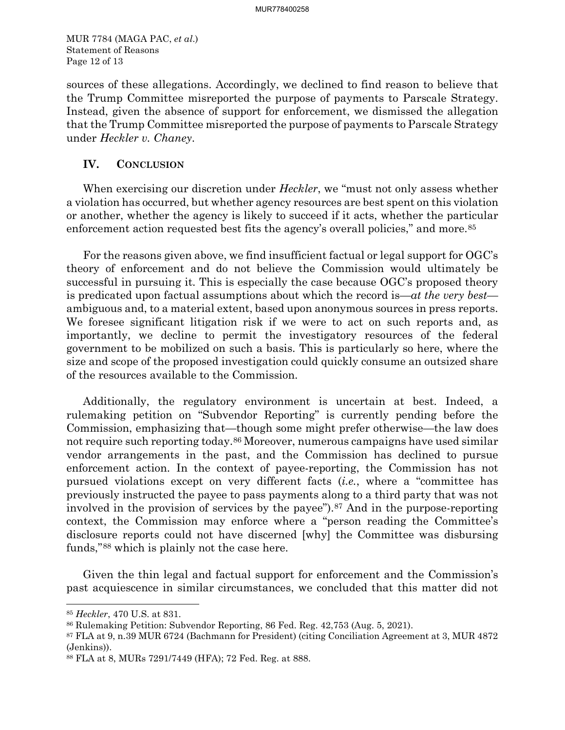sources of these allegations. Accordingly, we declined to find reason to believe that the Trump Committee misreported the purpose of payments to Parscale Strategy. Instead, given the absence of support for enforcement, we dismissed the allegation that the Trump Committee misreported the purpose of payments to Parscale Strategy under *Heckler v. Chaney*.

## IV. CONCLUSION

When exercising our discretion under *Heckler*, we "must not only assess whether a violation has occurred, but whether agency resources are best spent on this violation or another, whether the agency is likely to succeed if it acts, whether the particular enforcement action requested best fits the agency's overall policies," and more.[85]

For the reasons given above, we find insufficient factual or legal support for OGC's theory of enforcement and do not believe the Commission would ultimately be successful in pursuing it. This is especially the case because OGC's proposed theory is predicated upon factual assumptions about which the record is—*at the very best*—ambiguous and, to a material extent, based upon anonymous sources in press reports. We foresee significant litigation risk if we were to act on such reports and, as importantly, we decline to permit the investigatory resources of the federal government to be mobilized on such a basis. This is particularly so here, where the size and scope of the proposed investigation could quickly consume an outsized share of the resources available to the Commission.

Additionally, the regulatory environment is uncertain at best. Indeed, a rulemaking petition on "Subvendor Reporting" is currently pending before the Commission, emphasizing that—though some might prefer otherwise—the law does not require such reporting today.[86] Moreover, numerous campaigns have used similar vendor arrangements in the past, and the Commission has declined to pursue enforcement action. In the context of payee-reporting, the Commission has not pursued violations except on very different facts (*i.e.*, where a "committee has previously instructed the payee to pass payments along to a third party that was not involved in the provision of services by the payee").[87] And in the purpose-reporting context, the Commission may enforce where a "person reading the Committee's disclosure reports could not have discerned [why] the Committee was disbursing funds,"[88] which is plainly not the case here.

Given the thin legal and factual support for enforcement and the Commission's past acquiescence in similar circumstances, we concluded that this matter did not

---

[85] *Heckler*, 470 U.S. at 831.

[86] Rulemaking Petition: Subvendor Reporting, 86 Fed. Reg. 42,753 (Aug. 5, 2021).

[87] FLA at 9, n.39 MUR 6724 (Bachmann for President) (citing Conciliation Agreement at 3, MUR 4872 (Jenkins)).

[88] FLA at 8, MURs 7291/7449 (HFA); 72 Fed. Reg. at 888.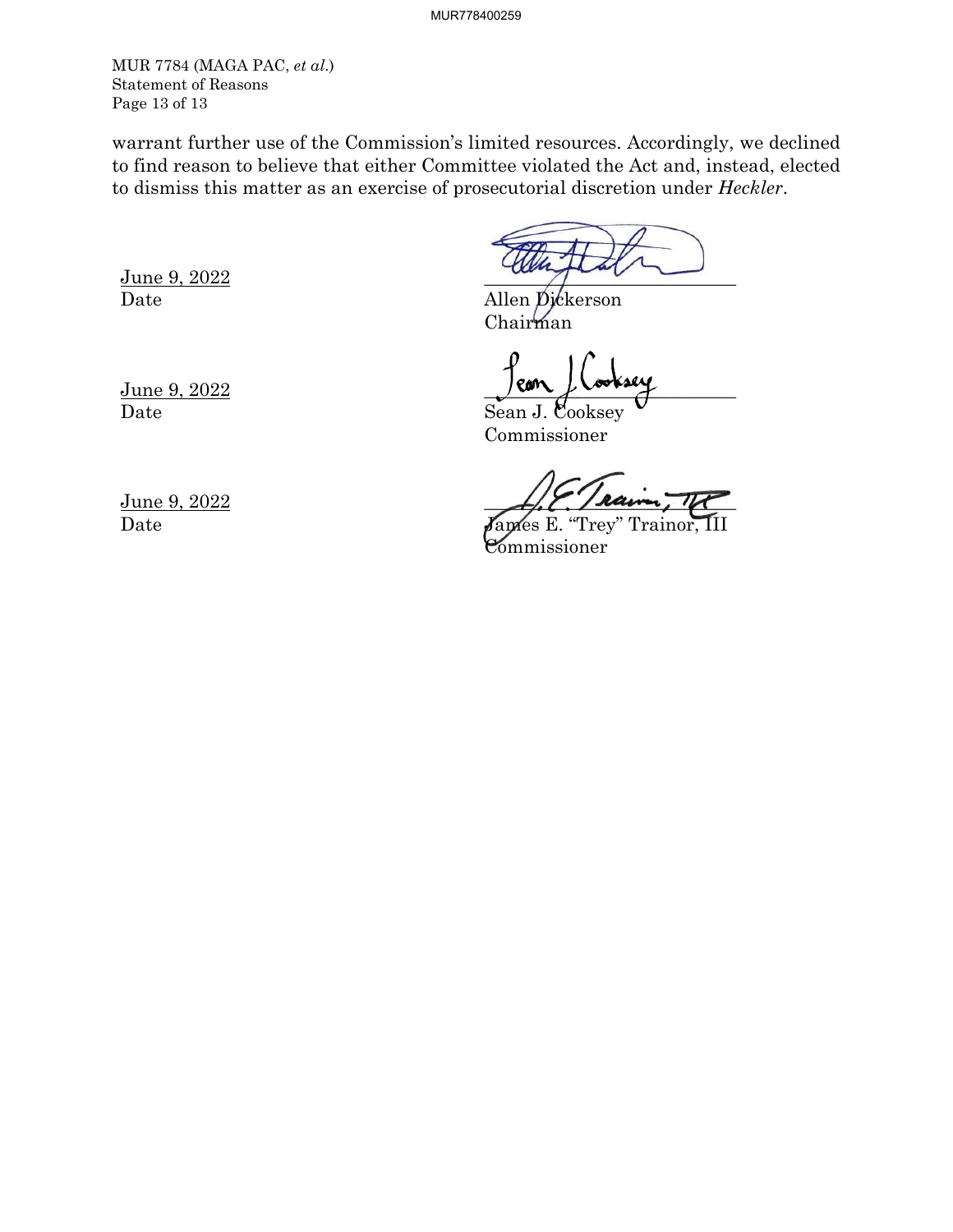warrant further use of the Commission's limited resources. Accordingly, we declined to find reason to believe that either Committee violated the Act and, instead, elected to dismiss this matter as an exercise of prosecutorial discretion under *Heckler*.

June 9, 2022
Date

Allen Dickerson
Chairman

June 9, 2022
Date

Sean J. Cooksey
Commissioner

June 9, 2022
Date

James E. "Trey" Trainor, III
Commissioner